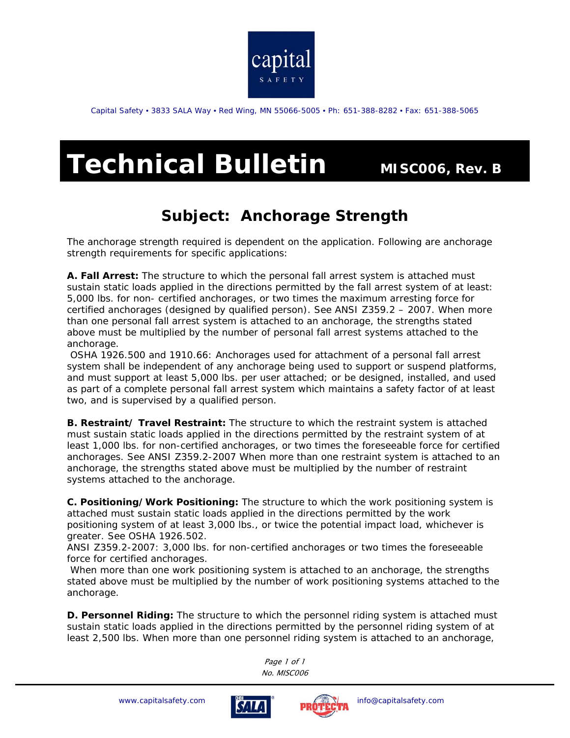Capital Safety • 3833 SALA Way • Red Wing, MN 55066-5005 • Ph: 651-388-8282 • Fax: 651-388-5065

# Technical Bulletin MISC006, Rev. B

## Subject: Anchorage Strength

The anchorage strength required is dependent on the application. Following are anchorage strength requirements for specific applications:

**A. Fall Arrest:** The structure to which the personal fall arrest system is attached must sustain static loads applied in the directions permitted by the fall arrest system of at least: 5,000 lbs. for non- certified anchorages, or two times the maximum arresting force for certified anchorages (designed by qualified person). See ANSI Z359.2 – 2007. When more than one personal fall arrest system is attached to an anchorage, the strengths stated above must be multiplied by the number of personal fall arrest systems attached to the anchorage.

OSHA 1926.500 and 1910.66: Anchorages used for attachment of a personal fall arrest system shall be independent of any anchorage being used to support or suspend platforms, and must support at least 5,000 lbs. per user attached; or be designed, installed, and used as part of a complete personal fall arrest system which maintains a safety factor of at least two, and is supervised by a qualified person.

**B. Restraint/ Travel Restraint:** The structure to which the restraint system is attached must sustain static loads applied in the directions permitted by the restraint system of at least 1,000 lbs. for non-certified anchorages, or two times the foreseeable force for certified anchorages. See ANSI Z359.2-2007 When more than one restraint system is attached to an anchorage, the strengths stated above must be multiplied by the number of restraint systems attached to the anchorage.

**C. Positioning/Work Positioning:** The structure to which the work positioning system is attached must sustain static loads applied in the directions permitted by the work positioning system of at least 3,000 lbs., or twice the potential impact load, whichever is greater. See OSHA 1926.502.

ANSI Z359.2-2007: 3,000 lbs. for non-certified anchorages or two times the foreseeable force for certified anchorages.

When more than one work positioning system is attached to an anchorage, the strengths stated above must be multiplied by the number of work positioning systems attached to the anchorage.

**D. Personnel Riding:** The structure to which the personnel riding system is attached must sustain static loads applied in the directions permitted by the personnel riding system of at least 2,500 lbs. When more than one personnel riding system is attached to an anchorage,

www.capitalsafety.com info@capitalsafety.com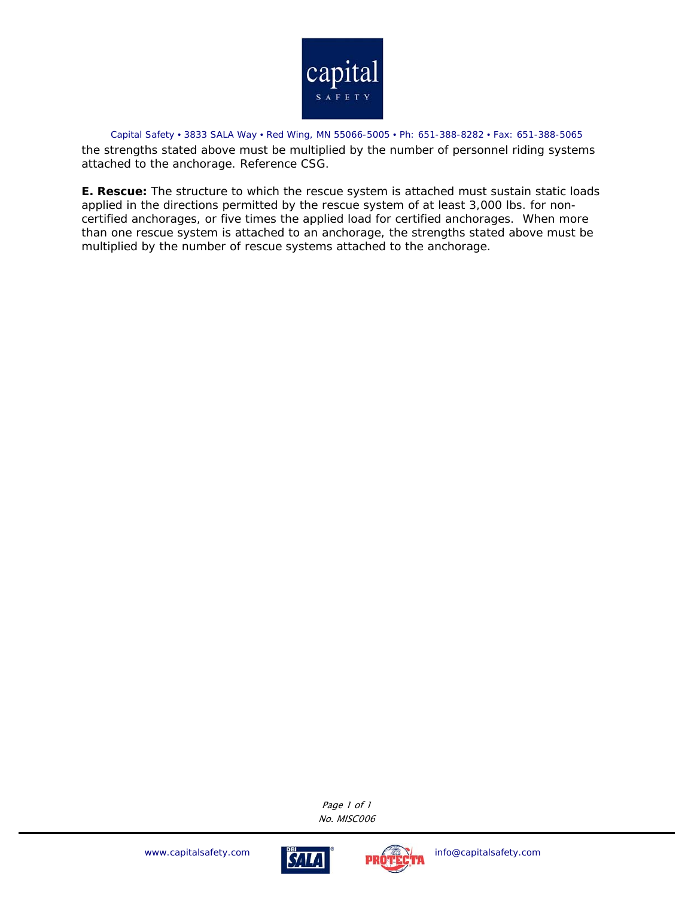the strengths stated above must be multiplied by the number of personnel riding systems attached to the anchorage. Reference CSG.

**E. Rescue:** The structure to which the rescue system is attached must sustain static loads applied in the directions permitted by the rescue system of at least 3,000 lbs. for non-certified anchorages, or five times the applied load for certified anchorages. When more than one rescue system is attached to an anchorage, the strengths stated above must be multiplied by the number of rescue systems attached to the anchorage.